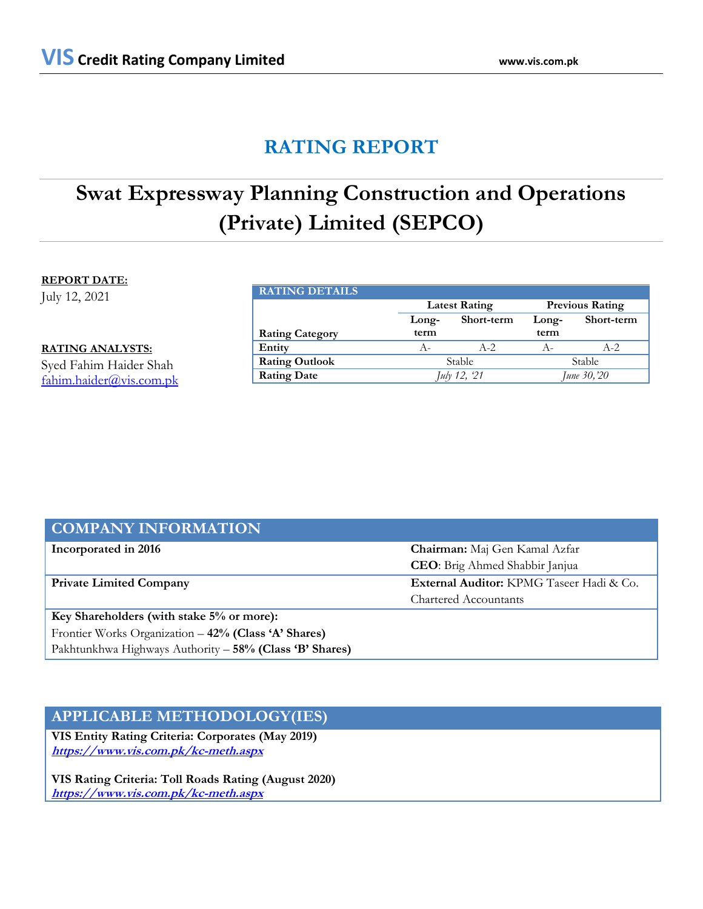# RATING REPORT

# Swat Expressway Planning Construction and Operations (Private) Limited (SEPCO)

**REPORT DATE:**
July 12, 2021

**RATING ANALYSTS:**
Syed Fahim Haider Shah
fahim.haider@vis.com.pk

| RATING DETAILS | | | | |
|---|---|---|---|---|
| | Latest Rating | | Previous Rating | |
| Rating Category | Long-term | Short-term | Long-term | Short-term |
| Entity | A- | A-2 | A- | A-2 |
| Rating Outlook | Stable | | Stable | |
| Rating Date | *July 12, '21* | | *June 30,'20* | |

## COMPANY INFORMATION

| | |
|---|---|
| **Incorporated in 2016** | **Chairman:** Maj Gen Kamal Azfar<br>**CEO**: Brig Ahmed Shabbir Janjua |
| **Private Limited Company** | **External Auditor:** KPMG Taseer Hadi & Co. Chartered Accountants |
| **Key Shareholders (with stake 5% or more):**<br>Frontier Works Organization – **42% (Class 'A' Shares)**<br>Pakhtunkhwa Highways Authority – **58% (Class 'B' Shares)** | |

## APPLICABLE METHODOLOGY(IES)

**VIS Entity Rating Criteria: Corporates (May 2019)**
***https://www.vis.com.pk/kc-meth.aspx***

**VIS Rating Criteria: Toll Roads Rating (August 2020)**
***https://www.vis.com.pk/kc-meth.aspx***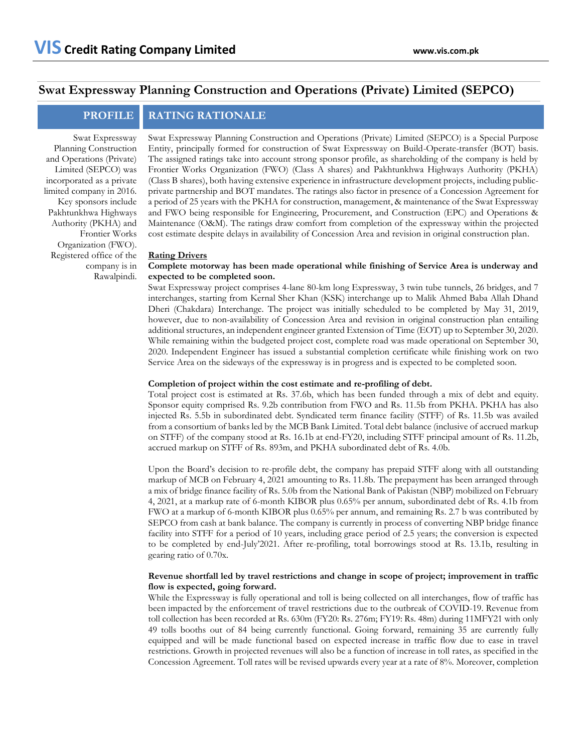# Swat Expressway Planning Construction and Operations (Private) Limited (SEPCO)

## PROFILE

Swat Expressway Planning Construction and Operations (Private) Limited (SEPCO) was incorporated as a private limited company in 2016. Key sponsors include Pakhtunkhwa Highways Authority (PKHA) and Frontier Works Organization (FWO). Registered office of the company is in Rawalpindi.

## RATING RATIONALE

Swat Expressway Planning Construction and Operations (Private) Limited (SEPCO) is a Special Purpose Entity, principally formed for construction of Swat Expressway on Build-Operate-transfer (BOT) basis. The assigned ratings take into account strong sponsor profile, as shareholding of the company is held by Frontier Works Organization (FWO) (Class A shares) and Pakhtunkhwa Highways Authority (PKHA) (Class B shares), both having extensive experience in infrastructure development projects, including public-private partnership and BOT mandates. The ratings also factor in presence of a Concession Agreement for a period of 25 years with the PKHA for construction, management, & maintenance of the Swat Expressway and FWO being responsible for Engineering, Procurement, and Construction (EPC) and Operations & Maintenance (O&M). The ratings draw comfort from completion of the expressway within the projected cost estimate despite delays in availability of Concession Area and revision in original construction plan.

**Rating Drivers**

**Complete motorway has been made operational while finishing of Service Area is underway and expected to be completed soon.**

Swat Expressway project comprises 4-lane 80-km long Expressway, 3 twin tube tunnels, 26 bridges, and 7 interchanges, starting from Kernal Sher Khan (KSK) interchange up to Malik Ahmed Baba Allah Dhand Dheri (Chakdara) Interchange. The project was initially scheduled to be completed by May 31, 2019, however, due to non-availability of Concession Area and revision in original construction plan entailing additional structures, an independent engineer granted Extension of Time (EOT) up to September 30, 2020. While remaining within the budgeted project cost, complete road was made operational on September 30, 2020. Independent Engineer has issued a substantial completion certificate while finishing work on two Service Area on the sideways of the expressway is in progress and is expected to be completed soon.

**Completion of project within the cost estimate and re-profiling of debt.**

Total project cost is estimated at Rs. 37.6b, which has been funded through a mix of debt and equity. Sponsor equity comprised Rs. 9.2b contribution from FWO and Rs. 11.5b from PKHA. PKHA has also injected Rs. 5.5b in subordinated debt. Syndicated term finance facility (STFF) of Rs. 11.5b was availed from a consortium of banks led by the MCB Bank Limited. Total debt balance (inclusive of accrued markup on STFF) of the company stood at Rs. 16.1b at end-FY20, including STFF principal amount of Rs. 11.2b, accrued markup on STFF of Rs. 893m, and PKHA subordinated debt of Rs. 4.0b.

Upon the Board's decision to re-profile debt, the company has prepaid STFF along with all outstanding markup of MCB on February 4, 2021 amounting to Rs. 11.8b. The prepayment has been arranged through a mix of bridge finance facility of Rs. 5.0b from the National Bank of Pakistan (NBP) mobilized on February 4, 2021, at a markup rate of 6-month KIBOR plus 0.65% per annum, subordinated debt of Rs. 4.1b from FWO at a markup of 6-month KIBOR plus 0.65% per annum, and remaining Rs. 2.7 b was contributed by SEPCO from cash at bank balance. The company is currently in process of converting NBP bridge finance facility into STFF for a period of 10 years, including grace period of 2.5 years; the conversion is expected to be completed by end-July'2021. After re-profiling, total borrowings stood at Rs. 13.1b, resulting in gearing ratio of 0.70x.

**Revenue shortfall led by travel restrictions and change in scope of project; improvement in traffic flow is expected, going forward.**

While the Expressway is fully operational and toll is being collected on all interchanges, flow of traffic has been impacted by the enforcement of travel restrictions due to the outbreak of COVID-19. Revenue from toll collection has been recorded at Rs. 630m (FY20: Rs. 276m; FY19: Rs. 48m) during 11MFY21 with only 49 tolls booths out of 84 being currently functional. Going forward, remaining 35 are currently fully equipped and will be made functional based on expected increase in traffic flow due to ease in travel restrictions. Growth in projected revenues will also be a function of increase in toll rates, as specified in the Concession Agreement. Toll rates will be revised upwards every year at a rate of 8%. Moreover, completion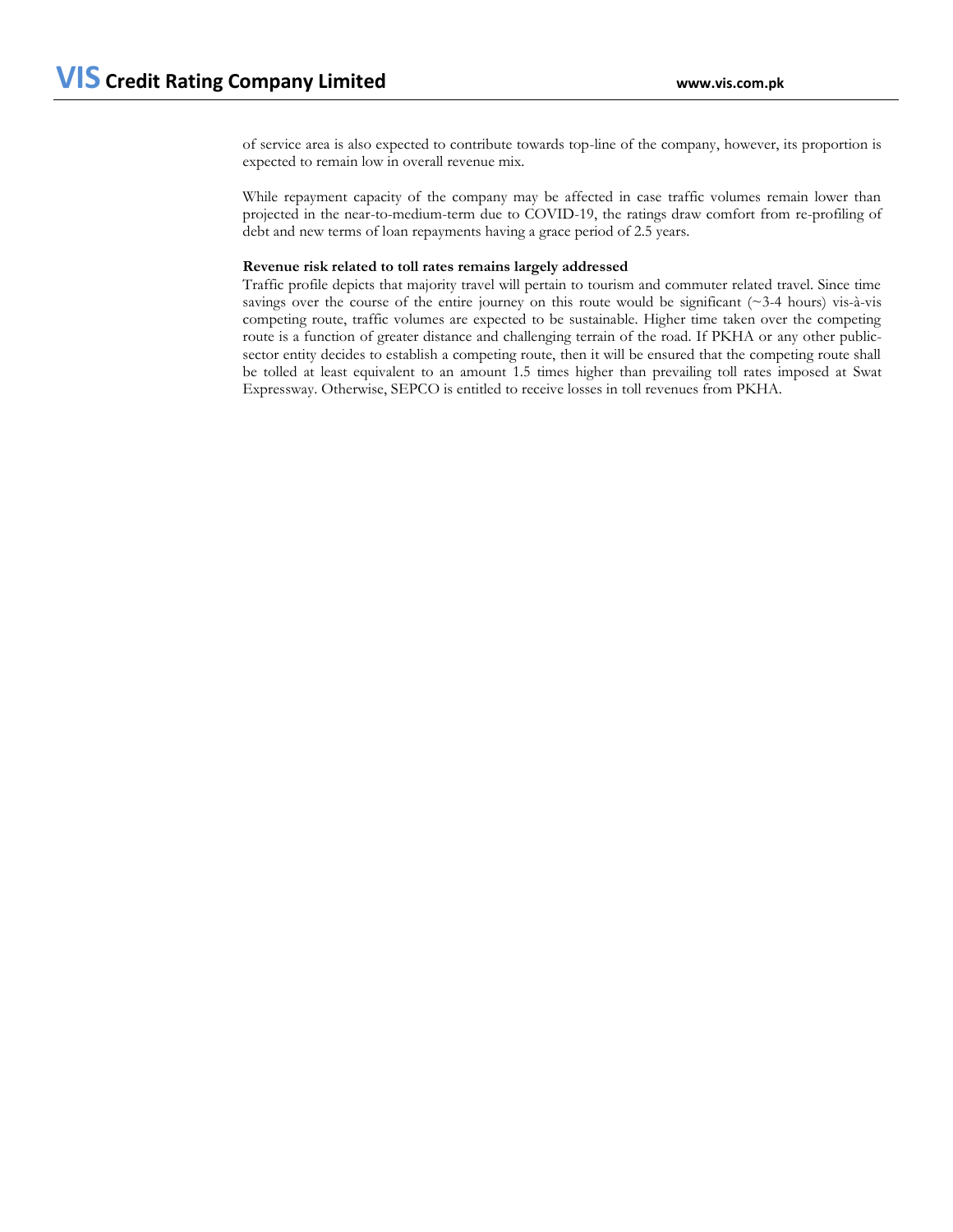of service area is also expected to contribute towards top-line of the company, however, its proportion is expected to remain low in overall revenue mix.

While repayment capacity of the company may be affected in case traffic volumes remain lower than projected in the near-to-medium-term due to COVID-19, the ratings draw comfort from re-profiling of debt and new terms of loan repayments having a grace period of 2.5 years.

**Revenue risk related to toll rates remains largely addressed**

Traffic profile depicts that majority travel will pertain to tourism and commuter related travel. Since time savings over the course of the entire journey on this route would be significant (~3-4 hours) vis-à-vis competing route, traffic volumes are expected to be sustainable. Higher time taken over the competing route is a function of greater distance and challenging terrain of the road. If PKHA or any other public-sector entity decides to establish a competing route, then it will be ensured that the competing route shall be tolled at least equivalent to an amount 1.5 times higher than prevailing toll rates imposed at Swat Expressway. Otherwise, SEPCO is entitled to receive losses in toll revenues from PKHA.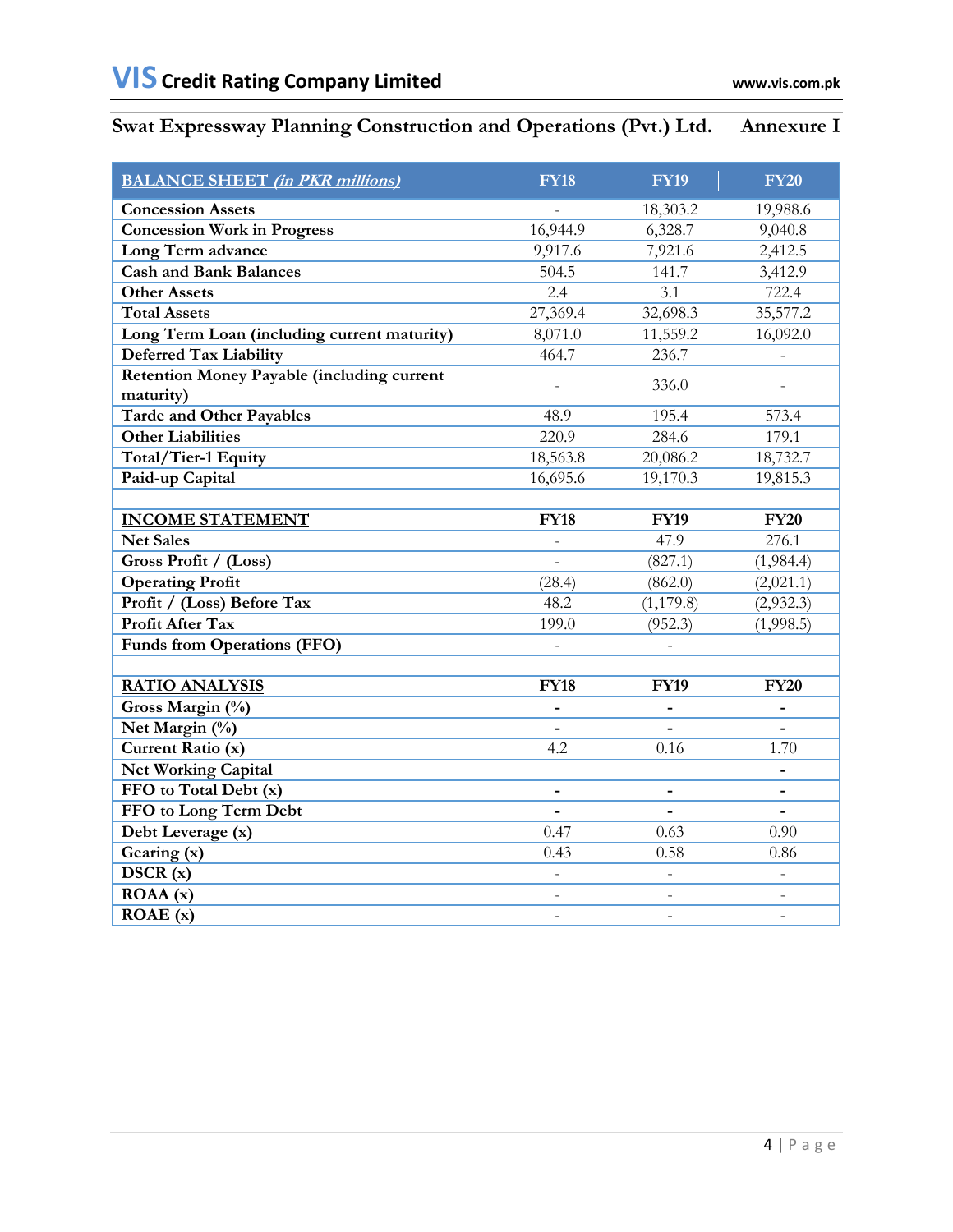## Swat Expressway Planning Construction and Operations (Pvt.) Ltd. Annexure I

| BALANCE SHEET *(in PKR millions)* | FY18 | FY19 | FY20 |
|---|---|---|---|
| Concession Assets | - | 18,303.2 | 19,988.6 |
| Concession Work in Progress | 16,944.9 | 6,328.7 | 9,040.8 |
| Long Term advance | 9,917.6 | 7,921.6 | 2,412.5 |
| Cash and Bank Balances | 504.5 | 141.7 | 3,412.9 |
| Other Assets | 2.4 | 3.1 | 722.4 |
| Total Assets | 27,369.4 | 32,698.3 | 35,577.2 |
| Long Term Loan (including current maturity) | 8,071.0 | 11,559.2 | 16,092.0 |
| Deferred Tax Liability | 464.7 | 236.7 | - |
| Retention Money Payable (including current maturity) | - | 336.0 | - |
| Tarde and Other Payables | 48.9 | 195.4 | 573.4 |
| Other Liabilities | 220.9 | 284.6 | 179.1 |
| Total/Tier-1 Equity | 18,563.8 | 20,086.2 | 18,732.7 |
| Paid-up Capital | 16,695.6 | 19,170.3 | 19,815.3 |
| | | | |
| **INCOME STATEMENT** | **FY18** | **FY19** | **FY20** |
| Net Sales | - | 47.9 | 276.1 |
| Gross Profit / (Loss) | - | (827.1) | (1,984.4) |
| Operating Profit | (28.4) | (862.0) | (2,021.1) |
| Profit / (Loss) Before Tax | 48.2 | (1,179.8) | (2,932.3) |
| Profit After Tax | 199.0 | (952.3) | (1,998.5) |
| Funds from Operations (FFO) | - | - | |
| | | | |
| **RATIO ANALYSIS** | **FY18** | **FY19** | **FY20** |
| Gross Margin (%) | - | - | - |
| Net Margin (%) | - | - | - |
| Current Ratio (x) | 4.2 | 0.16 | 1.70 |
| Net Working Capital | | | - |
| FFO to Total Debt (x) | - | - | - |
| FFO to Long Term Debt | - | - | - |
| Debt Leverage (x) | 0.47 | 0.63 | 0.90 |
| Gearing (x) | 0.43 | 0.58 | 0.86 |
| DSCR (x) | - | - | - |
| ROAA (x) | - | - | - |
| ROAE (x) | - | - | - |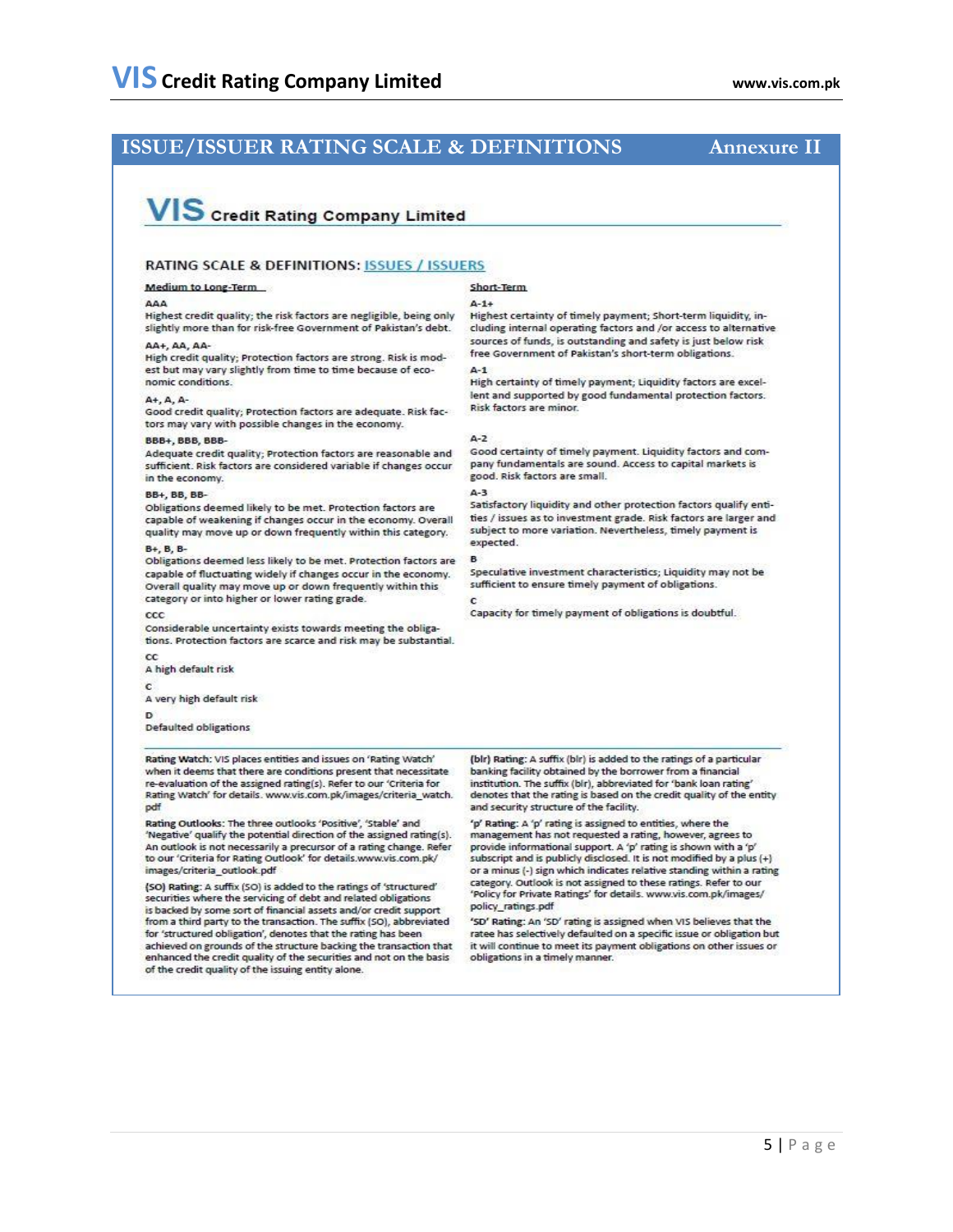## ISSUE/ISSUER RATING SCALE & DEFINITIONS — Annexure II

### VIS Credit Rating Company Limited

#### RATING SCALE & DEFINITIONS: ISSUES / ISSUERS

**Medium to Long-Term**

**AAA**
Highest credit quality; the risk factors are negligible, being only slightly more than for risk-free Government of Pakistan's debt.

**AA+, AA, AA-**
High credit quality; Protection factors are strong. Risk is modest but may vary slightly from time to time because of economic conditions.

**A+, A, A-**
Good credit quality; Protection factors are adequate. Risk factors may vary with possible changes in the economy.

**BBB+, BBB, BBB-**
Adequate credit quality; Protection factors are reasonable and sufficient. Risk factors are considered variable if changes occur in the economy.

**BB+, BB, BB-**
Obligations deemed likely to be met. Protection factors are capable of weakening if changes occur in the economy. Overall quality may move up or down frequently within this category.

**B+, B, B-**
Obligations deemed less likely to be met. Protection factors are capable of fluctuating widely if changes occur in the economy. Overall quality may move up or down frequently within this category or into higher or lower rating grade.

**CCC**
Considerable uncertainty exists towards meeting the obligations. Protection factors are scarce and risk may be substantial.

**CC**
A high default risk

**C**
A very high default risk

**D**
Defaulted obligations

**Short-Term**

**A-1+**
Highest certainty of timely payment; Short-term liquidity, including internal operating factors and /or access to alternative sources of funds, is outstanding and safety is just below risk free Government of Pakistan's short-term obligations.

**A-1**
High certainty of timely payment; Liquidity factors are excellent and supported by good fundamental protection factors. Risk factors are minor.

**A-2**
Good certainty of timely payment. Liquidity factors and company fundamentals are sound. Access to capital markets is good. Risk factors are small.

**A-3**
Satisfactory liquidity and other protection factors qualify entities / issues as to investment grade. Risk factors are larger and subject to more variation. Nevertheless, timely payment is expected.

**B**
Speculative investment characteristics; Liquidity may not be sufficient to ensure timely payment of obligations.

**C**
Capacity for timely payment of obligations is doubtful.

**Rating Watch:** VIS places entities and issues on 'Rating Watch' when it deems that there are conditions present that necessitate re-evaluation of the assigned rating(s). Refer to our 'Criteria for Rating Watch' for details. www.vis.com.pk/images/criteria_watch.pdf

**Rating Outlooks:** The three outlooks 'Positive', 'Stable' and 'Negative' qualify the potential direction of the assigned rating(s). An outlook is not necessarily a precursor of a rating change. Refer to our 'Criteria for Rating Outlook' for details.www.vis.com.pk/images/criteria_outlook.pdf

**(SO) Rating:** A suffix (SO) is added to the ratings of 'structured' securities where the servicing of debt and related obligations is backed by some sort of financial assets and/or credit support from a third party to the transaction. The suffix (SO), abbreviated for 'structured obligation', denotes that the rating has been achieved on grounds of the structure backing the transaction that enhanced the credit quality of the securities and not on the basis of the credit quality of the issuing entity alone.

**(blr) Rating:** A suffix (blr) is added to the ratings of a particular banking facility obtained by the borrower from a financial institution. The suffix (blr), abbreviated for 'bank loan rating' denotes that the rating is based on the credit quality of the entity and security structure of the facility.

**'p' Rating:** A 'p' rating is assigned to entities, where the management has not requested a rating, however, agrees to provide informational support. A 'p' rating is shown with a 'p' subscript and is publicly disclosed. It is not modified by a plus (+) or a minus (-) sign which indicates relative standing within a rating category. Outlook is not assigned to these ratings. Refer to our 'Policy for Private Ratings' for details. www.vis.com.pk/images/policy_ratings.pdf

**'SD' Rating:** An 'SD' rating is assigned when VIS believes that the ratee has selectively defaulted on a specific issue or obligation but it will continue to meet its payment obligations on other issues or obligations in a timely manner.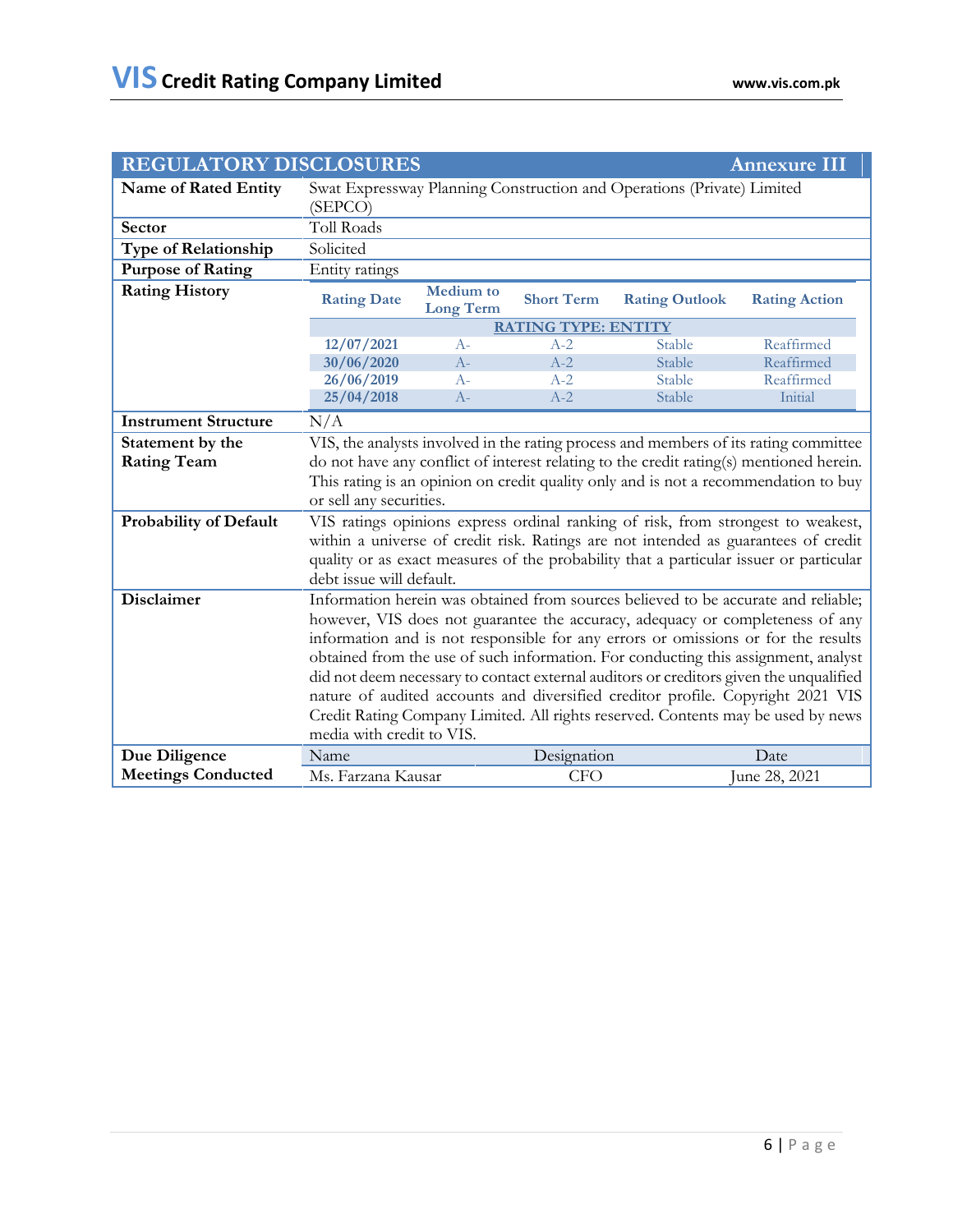## REGULATORY DISCLOSURES — Annexure III

| | |
|---|---|
| **Name of Rated Entity** | Swat Expressway Planning Construction and Operations (Private) Limited (SEPCO) |
| **Sector** | Toll Roads |
| **Type of Relationship** | Solicited |
| **Purpose of Rating** | Entity ratings |
| **Rating History** | See table below |
| **Instrument Structure** | N/A |
| **Statement by the Rating Team** | VIS, the analysts involved in the rating process and members of its rating committee do not have any conflict of interest relating to the credit rating(s) mentioned herein. This rating is an opinion on credit quality only and is not a recommendation to buy or sell any securities. |
| **Probability of Default** | VIS ratings opinions express ordinal ranking of risk, from strongest to weakest, within a universe of credit risk. Ratings are not intended as guarantees of credit quality or as exact measures of the probability that a particular issuer or particular debt issue will default. |
| **Disclaimer** | Information herein was obtained from sources believed to be accurate and reliable; however, VIS does not guarantee the accuracy, adequacy or completeness of any information and is not responsible for any errors or omissions or for the results obtained from the use of such information. For conducting this assignment, analyst did not deem necessary to contact external auditors or creditors given the unqualified nature of audited accounts and diversified creditor profile. Copyright 2021 VIS Credit Rating Company Limited. All rights reserved. Contents may be used by news media with credit to VIS. |

**Rating History**

| Rating Date | Medium to Long Term | Short Term | Rating Outlook | Rating Action |
|---|---|---|---|---|
| **RATING TYPE: ENTITY** | | | | |
| 12/07/2021 | A- | A-2 | Stable | Reaffirmed |
| 30/06/2020 | A- | A-2 | Stable | Reaffirmed |
| 26/06/2019 | A- | A-2 | Stable | Reaffirmed |
| 25/04/2018 | A- | A-2 | Stable | Initial |

**Due Diligence Meetings Conducted**

| Name | Designation | Date |
|---|---|---|
| Ms. Farzana Kausar | CFO | June 28, 2021 |